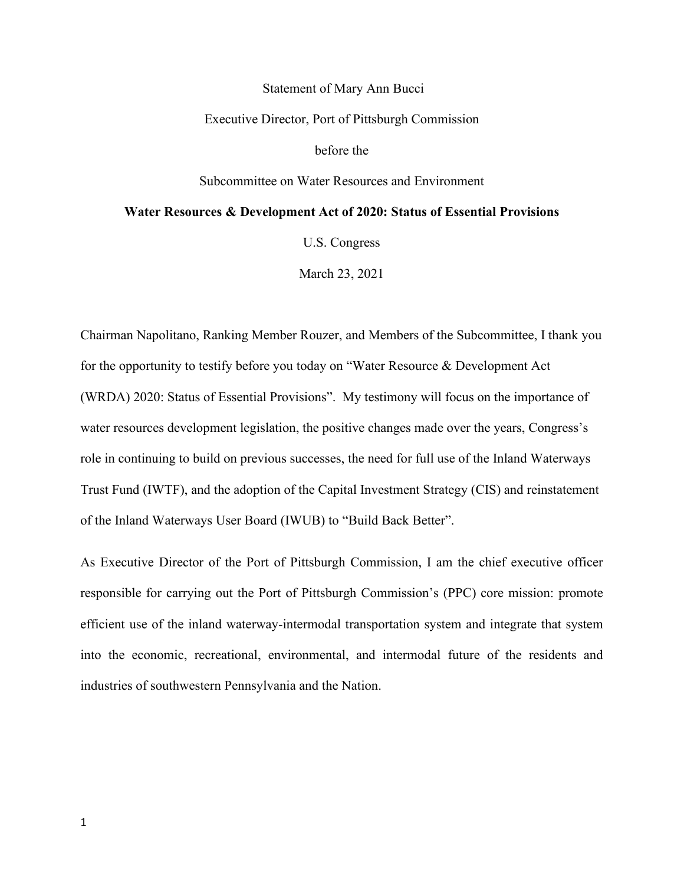Statement of Mary Ann Bucci

Executive Director, Port of Pittsburgh Commission

before the

Subcommittee on Water Resources and Environment

**Water Resources & Development Act of 2020: Status of Essential Provisions**

U.S. Congress

March 23, 2021

Chairman Napolitano, Ranking Member Rouzer, and Members of the Subcommittee, I thank you for the opportunity to testify before you today on "Water Resource & Development Act (WRDA) 2020: Status of Essential Provisions". My testimony will focus on the importance of water resources development legislation, the positive changes made over the years, Congress's role in continuing to build on previous successes, the need for full use of the Inland Waterways Trust Fund (IWTF), and the adoption of the Capital Investment Strategy (CIS) and reinstatement of the Inland Waterways User Board (IWUB) to "Build Back Better".

As Executive Director of the Port of Pittsburgh Commission, I am the chief executive officer responsible for carrying out the Port of Pittsburgh Commission's (PPC) core mission: promote efficient use of the inland waterway-intermodal transportation system and integrate that system into the economic, recreational, environmental, and intermodal future of the residents and industries of southwestern Pennsylvania and the Nation.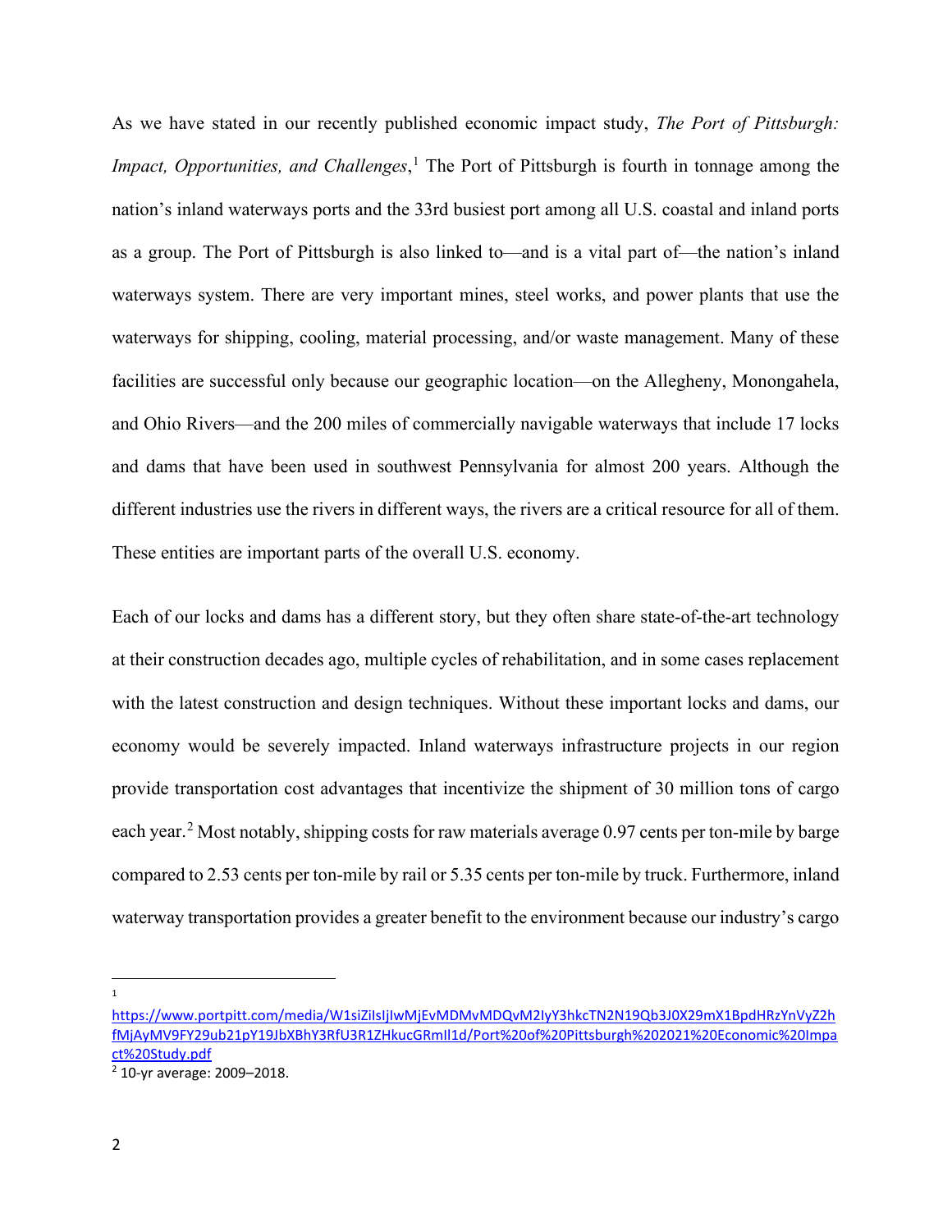As we have stated in our recently published economic impact study, *The Port of Pittsburgh: Impact, Opportunities, and Challenges*,[1] The Port of Pittsburgh is fourth in tonnage among the nation's inland waterways ports and the 33rd busiest port among all U.S. coastal and inland ports as a group. The Port of Pittsburgh is also linked to—and is a vital part of—the nation's inland waterways system. There are very important mines, steel works, and power plants that use the waterways for shipping, cooling, material processing, and/or waste management. Many of these facilities are successful only because our geographic location—on the Allegheny, Monongahela, and Ohio Rivers—and the 200 miles of commercially navigable waterways that include 17 locks and dams that have been used in southwest Pennsylvania for almost 200 years. Although the different industries use the rivers in different ways, the rivers are a critical resource for all of them. These entities are important parts of the overall U.S. economy.

Each of our locks and dams has a different story, but they often share state-of-the-art technology at their construction decades ago, multiple cycles of rehabilitation, and in some cases replacement with the latest construction and design techniques. Without these important locks and dams, our economy would be severely impacted. Inland waterways infrastructure projects in our region provide transportation cost advantages that incentivize the shipment of 30 million tons of cargo each year.[2] Most notably, shipping costs for raw materials average 0.97 cents per ton-mile by barge compared to 2.53 cents per ton-mile by rail or 5.35 cents per ton-mile by truck. Furthermore, inland waterway transportation provides a greater benefit to the environment because our industry's cargo

---

[1] https://www.portpitt.com/media/W1siZiIsIjIwMjEvMDMvMDQvM2IyY3hkcTN2N19Qb3J0X29mX1BpdHRzYnVyZ2hfMjAyMV9FY29ub21pY19JbXBhY3RfU3R1ZHkucGRmIl1d/Port%20of%20Pittsburgh%202021%20Economic%20Impact%20Study.pdf

[2] 10-yr average: 2009–2018.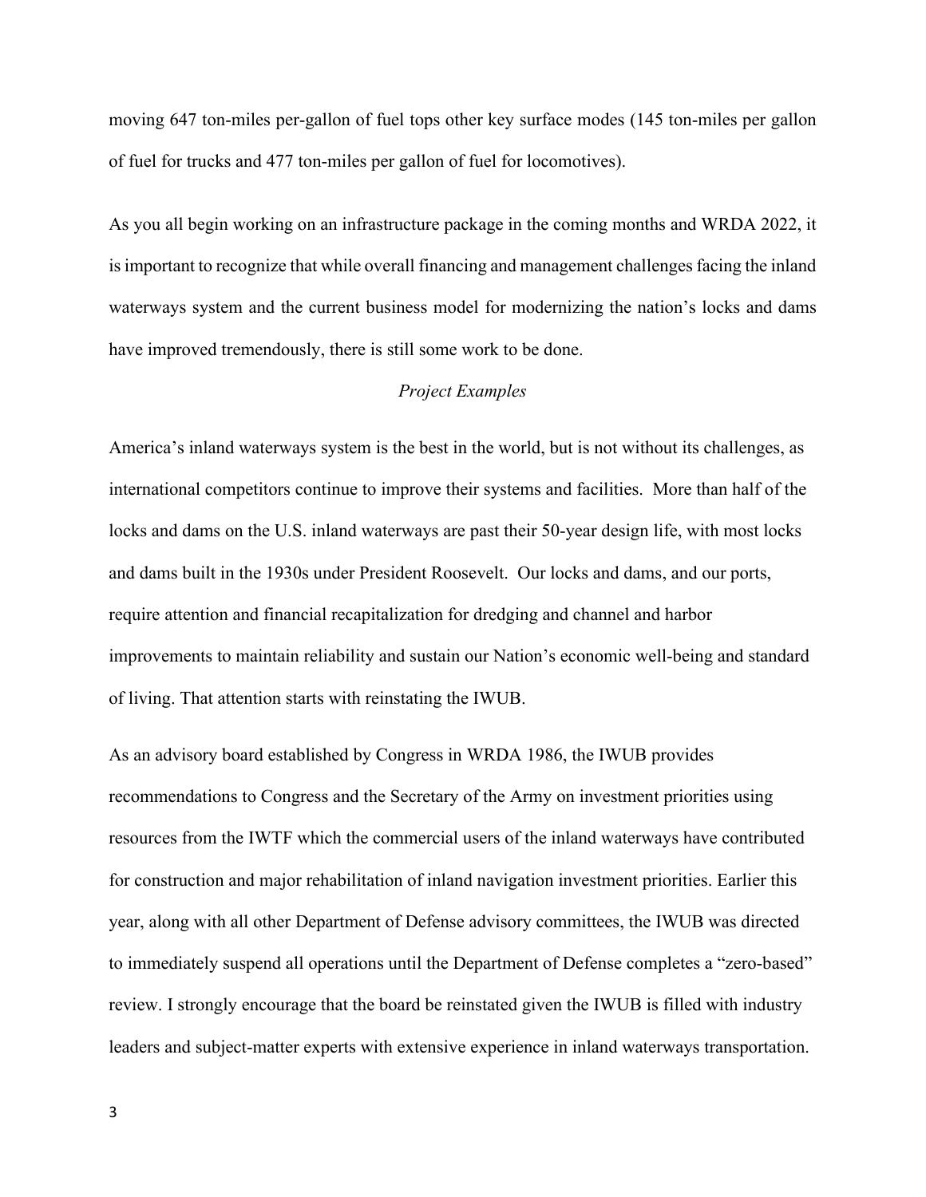moving 647 ton-miles per-gallon of fuel tops other key surface modes (145 ton-miles per gallon of fuel for trucks and 477 ton-miles per gallon of fuel for locomotives).

As you all begin working on an infrastructure package in the coming months and WRDA 2022, it is important to recognize that while overall financing and management challenges facing the inland waterways system and the current business model for modernizing the nation's locks and dams have improved tremendously, there is still some work to be done.

*Project Examples*

America's inland waterways system is the best in the world, but is not without its challenges, as international competitors continue to improve their systems and facilities. More than half of the locks and dams on the U.S. inland waterways are past their 50-year design life, with most locks and dams built in the 1930s under President Roosevelt. Our locks and dams, and our ports, require attention and financial recapitalization for dredging and channel and harbor improvements to maintain reliability and sustain our Nation's economic well-being and standard of living. That attention starts with reinstating the IWUB.

As an advisory board established by Congress in WRDA 1986, the IWUB provides recommendations to Congress and the Secretary of the Army on investment priorities using resources from the IWTF which the commercial users of the inland waterways have contributed for construction and major rehabilitation of inland navigation investment priorities. Earlier this year, along with all other Department of Defense advisory committees, the IWUB was directed to immediately suspend all operations until the Department of Defense completes a "zero-based" review. I strongly encourage that the board be reinstated given the IWUB is filled with industry leaders and subject-matter experts with extensive experience in inland waterways transportation.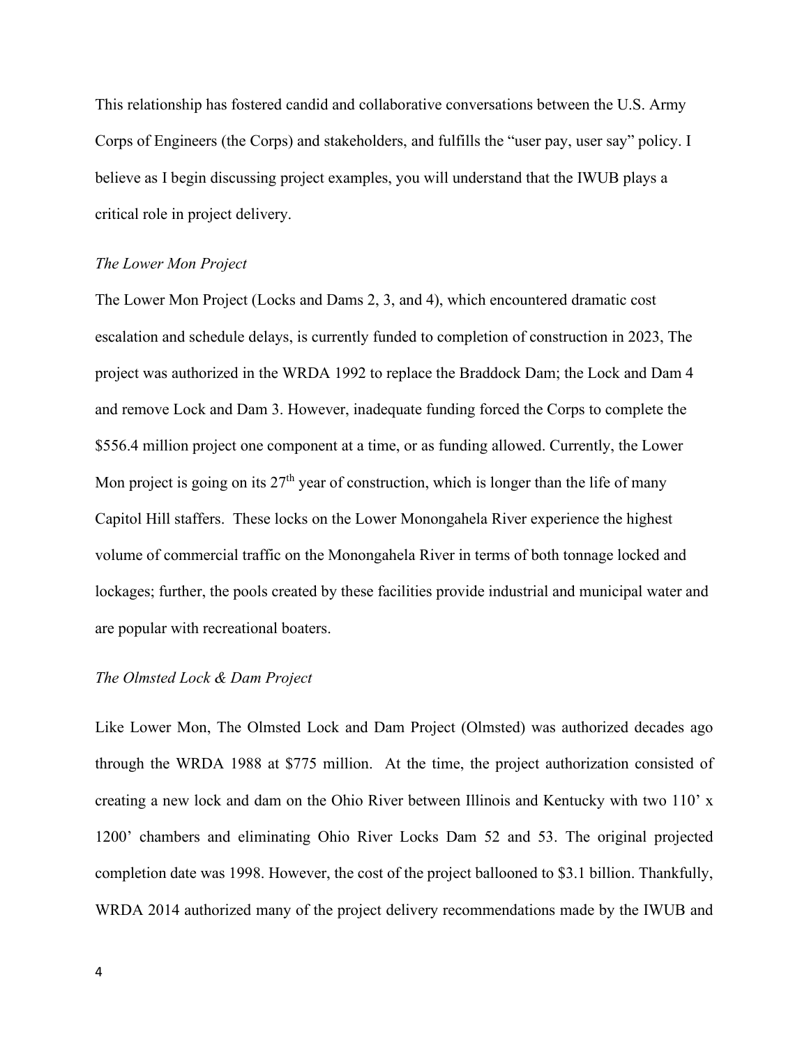This relationship has fostered candid and collaborative conversations between the U.S. Army Corps of Engineers (the Corps) and stakeholders, and fulfills the "user pay, user say" policy. I believe as I begin discussing project examples, you will understand that the IWUB plays a critical role in project delivery.

*The Lower Mon Project*

The Lower Mon Project (Locks and Dams 2, 3, and 4), which encountered dramatic cost escalation and schedule delays, is currently funded to completion of construction in 2023, The project was authorized in the WRDA 1992 to replace the Braddock Dam; the Lock and Dam 4 and remove Lock and Dam 3. However, inadequate funding forced the Corps to complete the $556.4 million project one component at a time, or as funding allowed. Currently, the Lower Mon project is going on its 27th year of construction, which is longer than the life of many Capitol Hill staffers. These locks on the Lower Monongahela River experience the highest volume of commercial traffic on the Monongahela River in terms of both tonnage locked and lockages; further, the pools created by these facilities provide industrial and municipal water and are popular with recreational boaters.

*The Olmsted Lock & Dam Project*

Like Lower Mon, The Olmsted Lock and Dam Project (Olmsted) was authorized decades ago through the WRDA 1988 at $775 million. At the time, the project authorization consisted of creating a new lock and dam on the Ohio River between Illinois and Kentucky with two 110' x 1200' chambers and eliminating Ohio River Locks Dam 52 and 53. The original projected completion date was 1998. However, the cost of the project ballooned to $3.1 billion. Thankfully, WRDA 2014 authorized many of the project delivery recommendations made by the IWUB and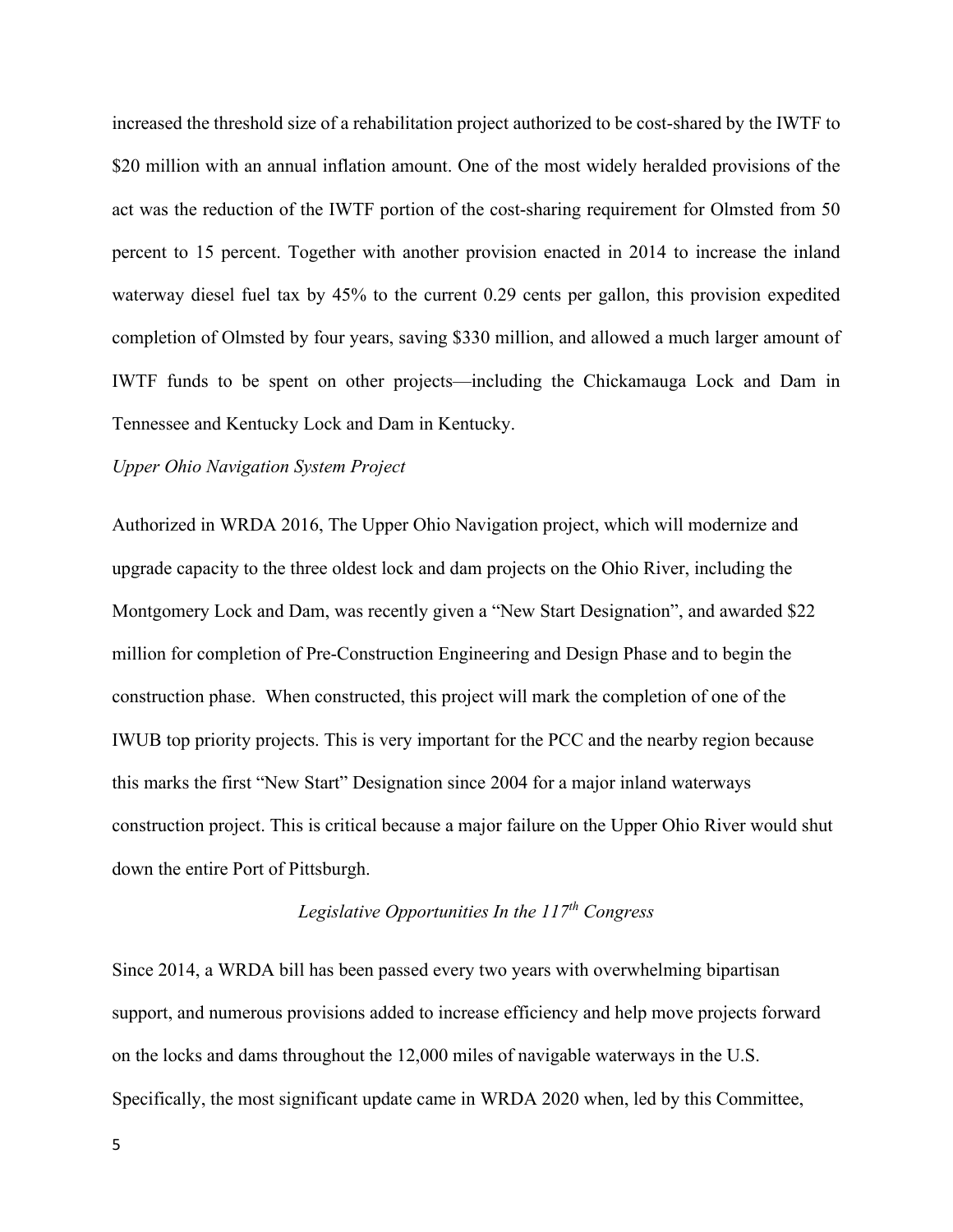increased the threshold size of a rehabilitation project authorized to be cost-shared by the IWTF to $20 million with an annual inflation amount. One of the most widely heralded provisions of the act was the reduction of the IWTF portion of the cost-sharing requirement for Olmsted from 50 percent to 15 percent. Together with another provision enacted in 2014 to increase the inland waterway diesel fuel tax by 45% to the current 0.29 cents per gallon, this provision expedited completion of Olmsted by four years, saving $330 million, and allowed a much larger amount of IWTF funds to be spent on other projects—including the Chickamauga Lock and Dam in Tennessee and Kentucky Lock and Dam in Kentucky.

*Upper Ohio Navigation System Project*

Authorized in WRDA 2016, The Upper Ohio Navigation project, which will modernize and upgrade capacity to the three oldest lock and dam projects on the Ohio River, including the Montgomery Lock and Dam, was recently given a "New Start Designation", and awarded $22 million for completion of Pre-Construction Engineering and Design Phase and to begin the construction phase. When constructed, this project will mark the completion of one of the IWUB top priority projects. This is very important for the PCC and the nearby region because this marks the first "New Start" Designation since 2004 for a major inland waterways construction project. This is critical because a major failure on the Upper Ohio River would shut down the entire Port of Pittsburgh.

## *Legislative Opportunities In the 117th Congress*

Since 2014, a WRDA bill has been passed every two years with overwhelming bipartisan support, and numerous provisions added to increase efficiency and help move projects forward on the locks and dams throughout the 12,000 miles of navigable waterways in the U.S. Specifically, the most significant update came in WRDA 2020 when, led by this Committee,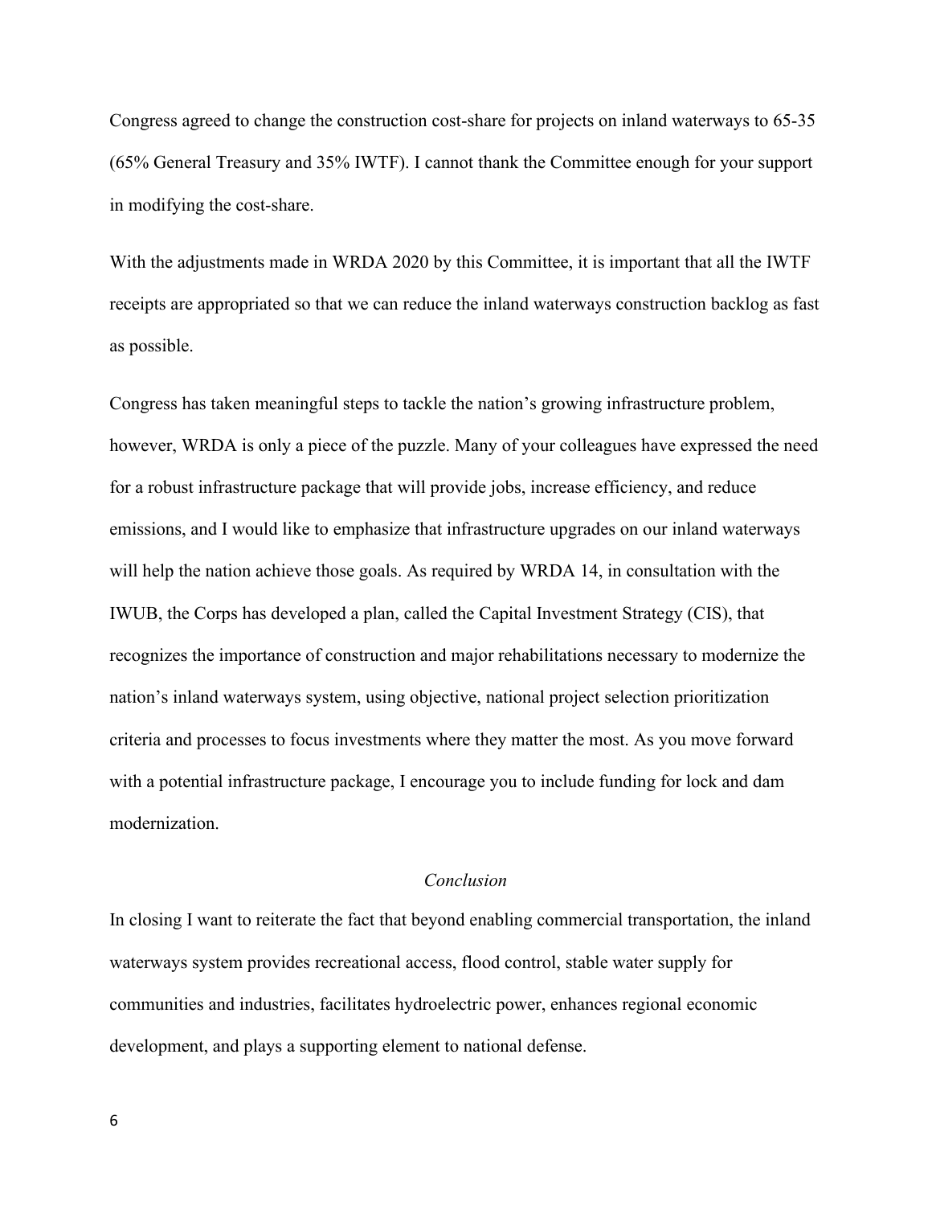Congress agreed to change the construction cost-share for projects on inland waterways to 65-35 (65% General Treasury and 35% IWTF). I cannot thank the Committee enough for your support in modifying the cost-share.

With the adjustments made in WRDA 2020 by this Committee, it is important that all the IWTF receipts are appropriated so that we can reduce the inland waterways construction backlog as fast as possible.

Congress has taken meaningful steps to tackle the nation's growing infrastructure problem, however, WRDA is only a piece of the puzzle. Many of your colleagues have expressed the need for a robust infrastructure package that will provide jobs, increase efficiency, and reduce emissions, and I would like to emphasize that infrastructure upgrades on our inland waterways will help the nation achieve those goals. As required by WRDA 14, in consultation with the IWUB, the Corps has developed a plan, called the Capital Investment Strategy (CIS), that recognizes the importance of construction and major rehabilitations necessary to modernize the nation's inland waterways system, using objective, national project selection prioritization criteria and processes to focus investments where they matter the most. As you move forward with a potential infrastructure package, I encourage you to include funding for lock and dam modernization.

*Conclusion*

In closing I want to reiterate the fact that beyond enabling commercial transportation, the inland waterways system provides recreational access, flood control, stable water supply for communities and industries, facilitates hydroelectric power, enhances regional economic development, and plays a supporting element to national defense.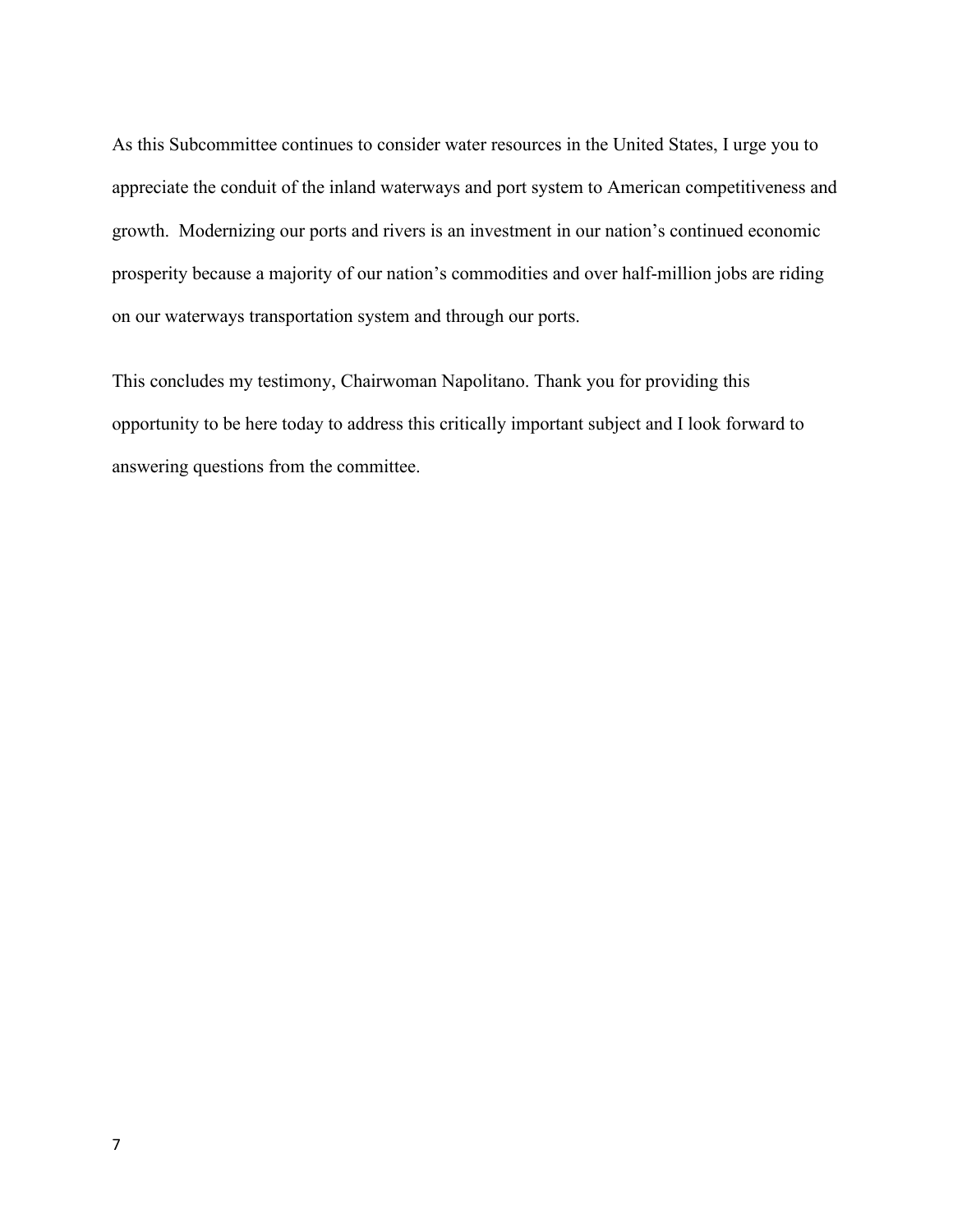As this Subcommittee continues to consider water resources in the United States, I urge you to appreciate the conduit of the inland waterways and port system to American competitiveness and growth. Modernizing our ports and rivers is an investment in our nation's continued economic prosperity because a majority of our nation's commodities and over half-million jobs are riding on our waterways transportation system and through our ports.

This concludes my testimony, Chairwoman Napolitano. Thank you for providing this opportunity to be here today to address this critically important subject and I look forward to answering questions from the committee.